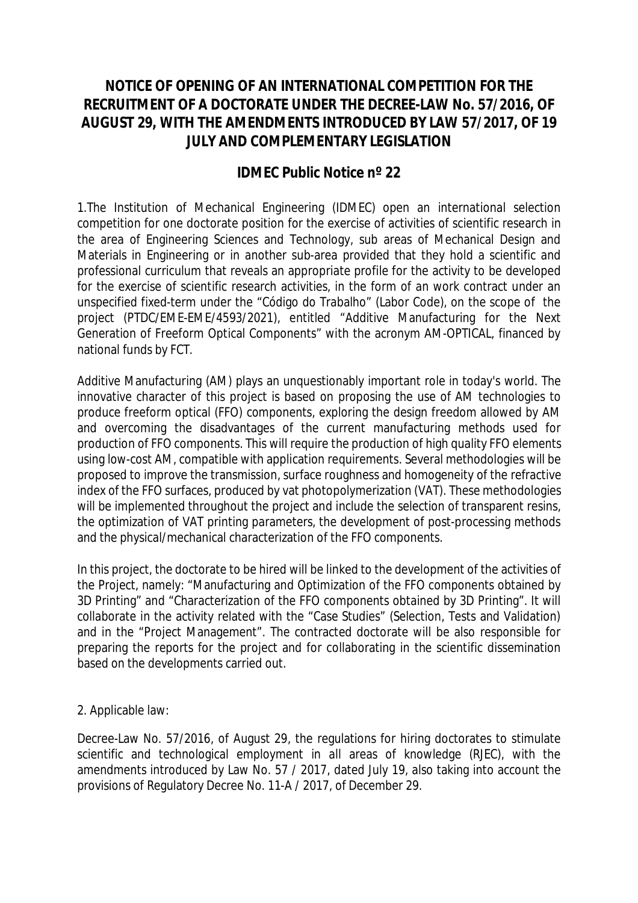# NOTICE OF OPENING OF AN INTERNATIONAL COMPETITION FOR THE RECRUITMENT OF A DOCTORATE UNDER THE DECREE-LAW No. 57/2016, OF AUGUST 29, WITH THE AMENDMENTS INTRODUCED BY LAW 57/2017, OF 19 JULY AND COMPLEMENTARY LEGISLATION

## IDMEC Public Notice nº 22

1.The Institution of Mechanical Engineering (IDMEC) open an international selection competition for one doctorate position for the exercise of activities of scientific research in the area of Engineering Sciences and Technology, sub areas of Mechanical Design and Materials in Engineering or in another sub-area provided that they hold a scientific and professional curriculum that reveals an appropriate profile for the activity to be developed for the exercise of scientific research activities, in the form of an work contract under an unspecified fixed-term under the "Código do Trabalho" (Labor Code), on the scope of the project (PTDC/EME-EME/4593/2021), entitled "Additive Manufacturing for the Next Generation of Freeform Optical Components" with the acronym AM-OPTICAL, financed by national funds by FCT.

Additive Manufacturing (AM) plays an unquestionably important role in today's world. The innovative character of this project is based on proposing the use of AM technologies to produce freeform optical (FFO) components, exploring the design freedom allowed by AM and overcoming the disadvantages of the current manufacturing methods used for production of FFO components. This will require the production of high quality FFO elements using low-cost AM, compatible with application requirements. Several methodologies will be proposed to improve the transmission, surface roughness and homogeneity of the refractive index of the FFO surfaces, produced by vat photopolymerization (VAT). These methodologies will be implemented throughout the project and include the selection of transparent resins, the optimization of VAT printing parameters, the development of post-processing methods and the physical/mechanical characterization of the FFO components.

In this project, the doctorate to be hired will be linked to the development of the activities of the Project, namely: "Manufacturing and Optimization of the FFO components obtained by 3D Printing" and "Characterization of the FFO components obtained by 3D Printing". It will collaborate in the activity related with the "Case Studies" (Selection, Tests and Validation) and in the "Project Management". The contracted doctorate will be also responsible for preparing the reports for the project and for collaborating in the scientific dissemination based on the developments carried out.

2. Applicable law:

Decree-Law No. 57/2016, of August 29, the regulations for hiring doctorates to stimulate scientific and technological employment in all areas of knowledge (RJEC), with the amendments introduced by Law No. 57 / 2017, dated July 19, also taking into account the provisions of Regulatory Decree No. 11-A / 2017, of December 29.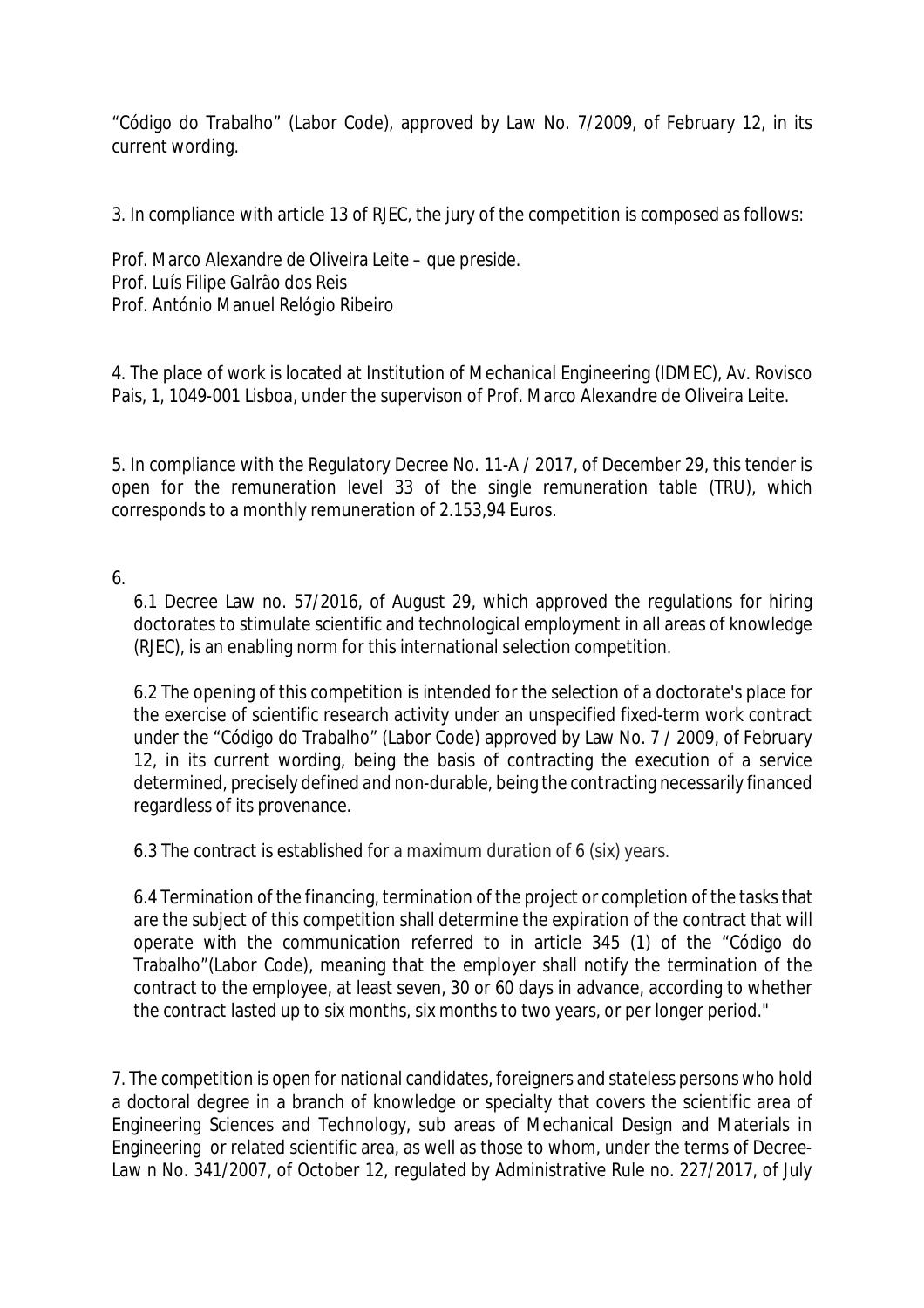“Código do Trabalho” (Labor Code), approved by Law No. 7/2009, of February 12, in its current wording.

3. In compliance with article 13 of RJEC, the jury of the competition is composed as follows:

Prof. Marco Alexandre de Oliveira Leite – que preside.
Prof. Luís Filipe Galrão dos Reis
Prof. António Manuel Relógio Ribeiro

4. The place of work is located at Institution of Mechanical Engineering (IDMEC), Av. Rovisco Pais, 1, 1049-001 Lisboa, under the supervison of Prof. Marco Alexandre de Oliveira Leite.

5. In compliance with the Regulatory Decree No. 11-A / 2017, of December 29, this tender is open for the remuneration level 33 of the single remuneration table (TRU), which corresponds to a monthly remuneration of 2.153,94 Euros.

6.

6.1 Decree Law no. 57/2016, of August 29, which approved the regulations for hiring doctorates to stimulate scientific and technological employment in all areas of knowledge (RJEC), is an enabling norm for this international selection competition.

6.2 The opening of this competition is intended for the selection of a doctorate's place for the exercise of scientific research activity under an unspecified fixed-term work contract under the “Código do Trabalho” (Labor Code) approved by Law No. 7 / 2009, of February 12, in its current wording, being the basis of contracting the execution of a service determined, precisely defined and non-durable, being the contracting necessarily financed regardless of its provenance.

6.3 The contract is established for a maximum duration of 6 (six) years.

6.4 Termination of the financing, termination of the project or completion of the tasks that are the subject of this competition shall determine the expiration of the contract that will operate with the communication referred to in article 345 (1) of the “Código do Trabalho”(Labor Code), meaning that the employer shall notify the termination of the contract to the employee, at least seven, 30 or 60 days in advance, according to whether the contract lasted up to six months, six months to two years, or per longer period."

7. The competition is open for national candidates, foreigners and stateless persons who hold a doctoral degree in a branch of knowledge or specialty that covers the scientific area of Engineering Sciences and Technology, sub areas of Mechanical Design and Materials in Engineering or related scientific area, as well as those to whom, under the terms of Decree-Law n No. 341/2007, of October 12, regulated by Administrative Rule no. 227/2017, of July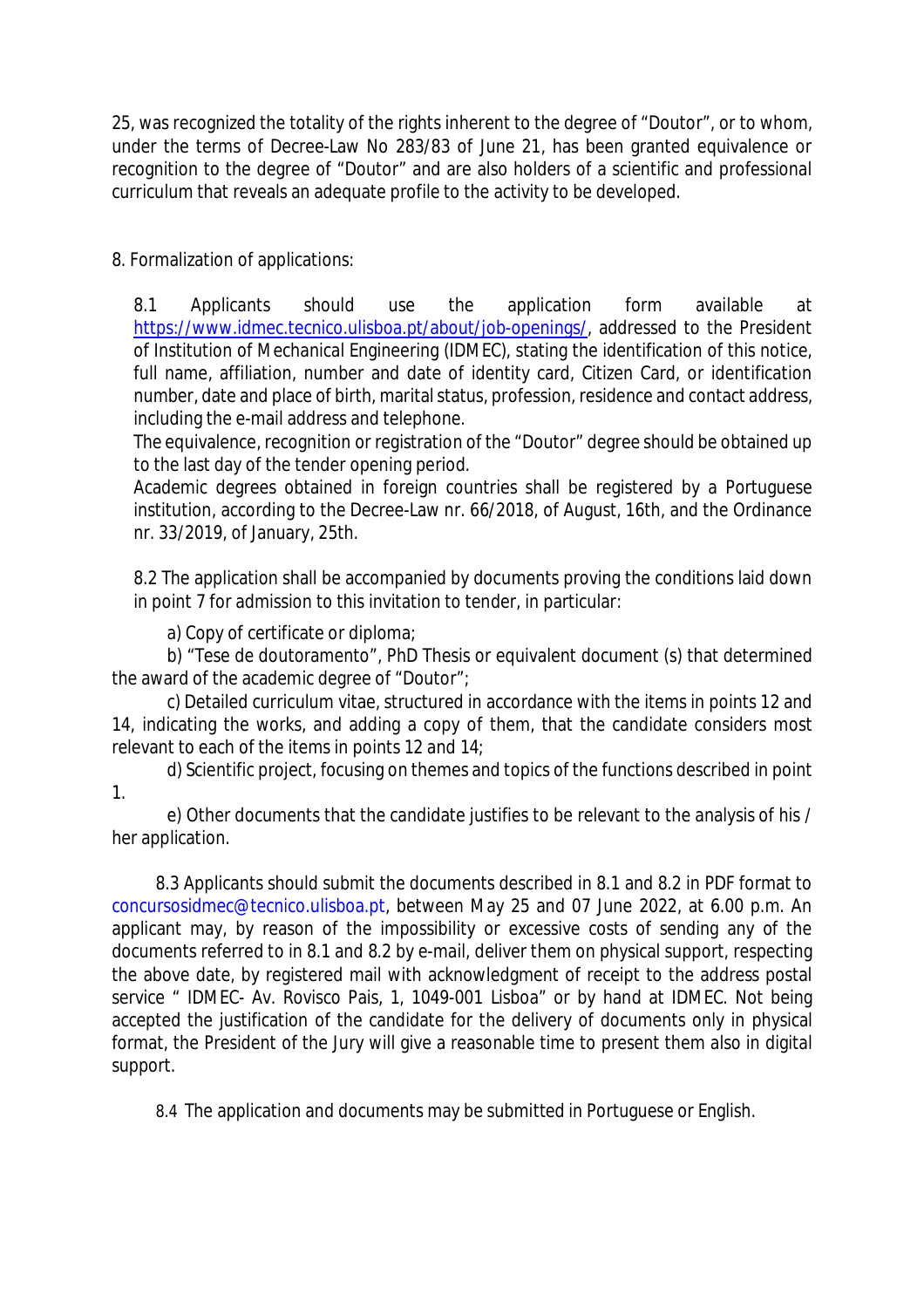25, was recognized the totality of the rights inherent to the degree of "Doutor", or to whom, under the terms of Decree-Law No 283/83 of June 21, has been granted equivalence or recognition to the degree of "Doutor" and are also holders of a scientific and professional curriculum that reveals an adequate profile to the activity to be developed.

8. Formalization of applications:

8.1 Applicants should use the application form available at https://www.idmec.tecnico.ulisboa.pt/about/job-openings/, addressed to the President of Institution of Mechanical Engineering (IDMEC), stating the identification of this notice, full name, affiliation, number and date of identity card, Citizen Card, or identification number, date and place of birth, marital status, profession, residence and contact address, including the e-mail address and telephone.
The equivalence, recognition or registration of the "Doutor" degree should be obtained up to the last day of the tender opening period.
Academic degrees obtained in foreign countries shall be registered by a Portuguese institution, according to the Decree-Law nr. 66/2018, of August, 16th, and the Ordinance nr. 33/2019, of January, 25th.

8.2 The application shall be accompanied by documents proving the conditions laid down in point 7 for admission to this invitation to tender, in particular:

a) Copy of certificate or diploma;

b) "Tese de doutoramento", PhD Thesis or equivalent document (s) that determined the award of the academic degree of "Doutor";

c) Detailed curriculum vitae, structured in accordance with the items in points 12 and 14, indicating the works, and adding a copy of them, that the candidate considers most relevant to each of the items in points 12 and 14;

d) Scientific project, focusing on themes and topics of the functions described in point 1.

e) Other documents that the candidate justifies to be relevant to the analysis of his / her application.

8.3 Applicants should submit the documents described in 8.1 and 8.2 in PDF format to concursosidmec@tecnico.ulisboa.pt, between May 25 and 07 June 2022, at 6.00 p.m. An applicant may, by reason of the impossibility or excessive costs of sending any of the documents referred to in 8.1 and 8.2 by e-mail, deliver them on physical support, respecting the above date, by registered mail with acknowledgment of receipt to the address postal service " IDMEC- Av. Rovisco Pais, 1, 1049-001 Lisboa" or by hand at IDMEC. Not being accepted the justification of the candidate for the delivery of documents only in physical format, the President of the Jury will give a reasonable time to present them also in digital support.

8.4 The application and documents may be submitted in Portuguese or English.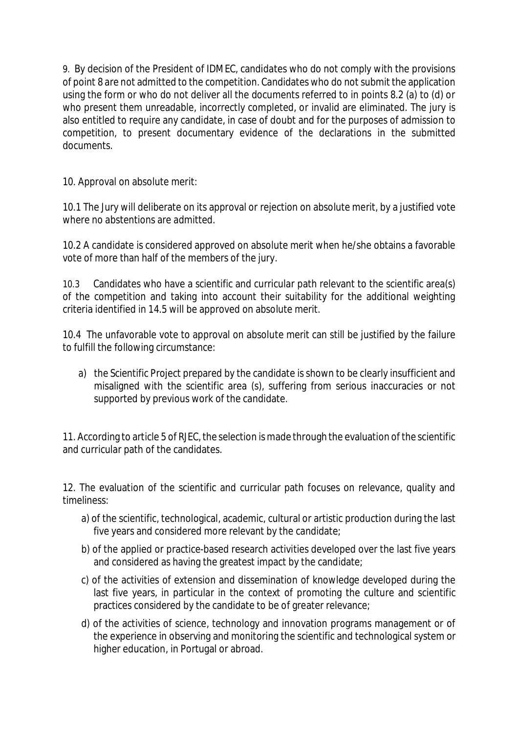9. By decision of the President of IDMEC, candidates who do not comply with the provisions of point 8 are not admitted to the competition. Candidates who do not submit the application using the form or who do not deliver all the documents referred to in points 8.2 (a) to (d) or who present them unreadable, incorrectly completed, or invalid are eliminated. The jury is also entitled to require any candidate, in case of doubt and for the purposes of admission to competition, to present documentary evidence of the declarations in the submitted documents.

10. Approval on absolute merit:

10.1 The Jury will deliberate on its approval or rejection on absolute merit, by a justified vote where no abstentions are admitted.

10.2 A candidate is considered approved on absolute merit when he/she obtains a favorable vote of more than half of the members of the jury.

10.3 Candidates who have a scientific and curricular path relevant to the scientific area(s) of the competition and taking into account their suitability for the additional weighting criteria identified in 14.5 will be approved on absolute merit.

10.4 The unfavorable vote to approval on absolute merit can still be justified by the failure to fulfill the following circumstance:

a) the Scientific Project prepared by the candidate is shown to be clearly insufficient and misaligned with the scientific area (s), suffering from serious inaccuracies or not supported by previous work of the candidate.

11. According to article 5 of RJEC, the selection is made through the evaluation of the scientific and curricular path of the candidates.

12. The evaluation of the scientific and curricular path focuses on relevance, quality and timeliness:

a) of the scientific, technological, academic, cultural or artistic production during the last five years and considered more relevant by the candidate;

b) of the applied or practice-based research activities developed over the last five years and considered as having the greatest impact by the candidate;

c) of the activities of extension and dissemination of knowledge developed during the last five years, in particular in the context of promoting the culture and scientific practices considered by the candidate to be of greater relevance;

d) of the activities of science, technology and innovation programs management or of the experience in observing and monitoring the scientific and technological system or higher education, in Portugal or abroad.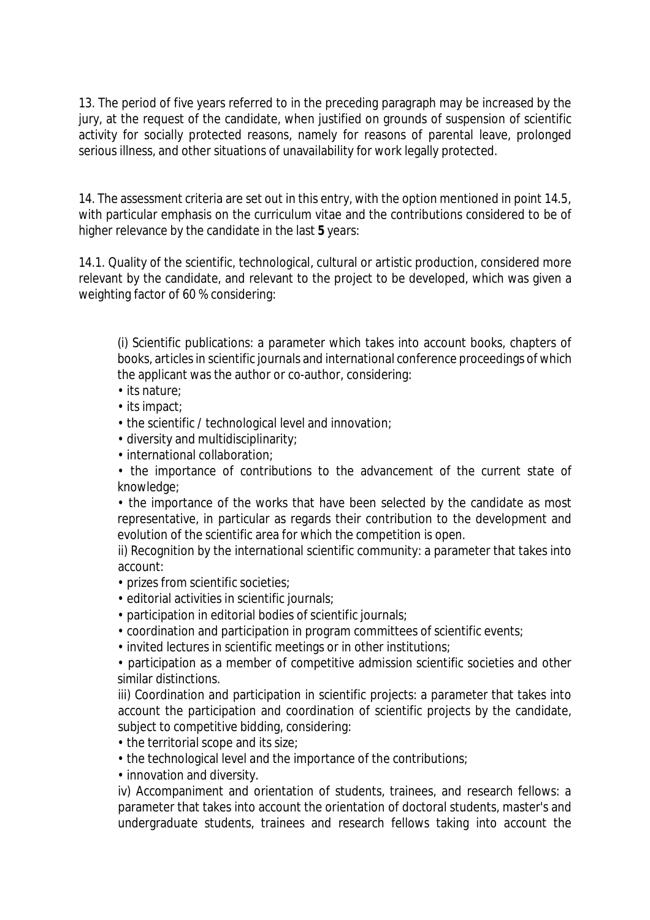13. The period of five years referred to in the preceding paragraph may be increased by the jury, at the request of the candidate, when justified on grounds of suspension of scientific activity for socially protected reasons, namely for reasons of parental leave, prolonged serious illness, and other situations of unavailability for work legally protected.

14. The assessment criteria are set out in this entry, with the option mentioned in point 14.5, with particular emphasis on the curriculum vitae and the contributions considered to be of higher relevance by the candidate in the last **5** years:

14.1. Quality of the scientific, technological, cultural or artistic production, considered more relevant by the candidate, and relevant to the project to be developed, which was given a weighting factor of 60 % considering:

(i) Scientific publications: a parameter which takes into account books, chapters of books, articles in scientific journals and international conference proceedings of which the applicant was the author or co-author, considering:

- its nature;
- its impact;
- the scientific / technological level and innovation;
- diversity and multidisciplinarity;
- international collaboration;
- the importance of contributions to the advancement of the current state of knowledge;
- the importance of the works that have been selected by the candidate as most representative, in particular as regards their contribution to the development and evolution of the scientific area for which the competition is open.

ii) Recognition by the international scientific community: a parameter that takes into account:

- prizes from scientific societies;
- editorial activities in scientific journals;
- participation in editorial bodies of scientific journals;
- coordination and participation in program committees of scientific events;
- invited lectures in scientific meetings or in other institutions;
- participation as a member of competitive admission scientific societies and other similar distinctions.

iii) Coordination and participation in scientific projects: a parameter that takes into account the participation and coordination of scientific projects by the candidate, subject to competitive bidding, considering:

- the territorial scope and its size;
- the technological level and the importance of the contributions;
- innovation and diversity.

iv) Accompaniment and orientation of students, trainees, and research fellows: a parameter that takes into account the orientation of doctoral students, master's and undergraduate students, trainees and research fellows taking into account the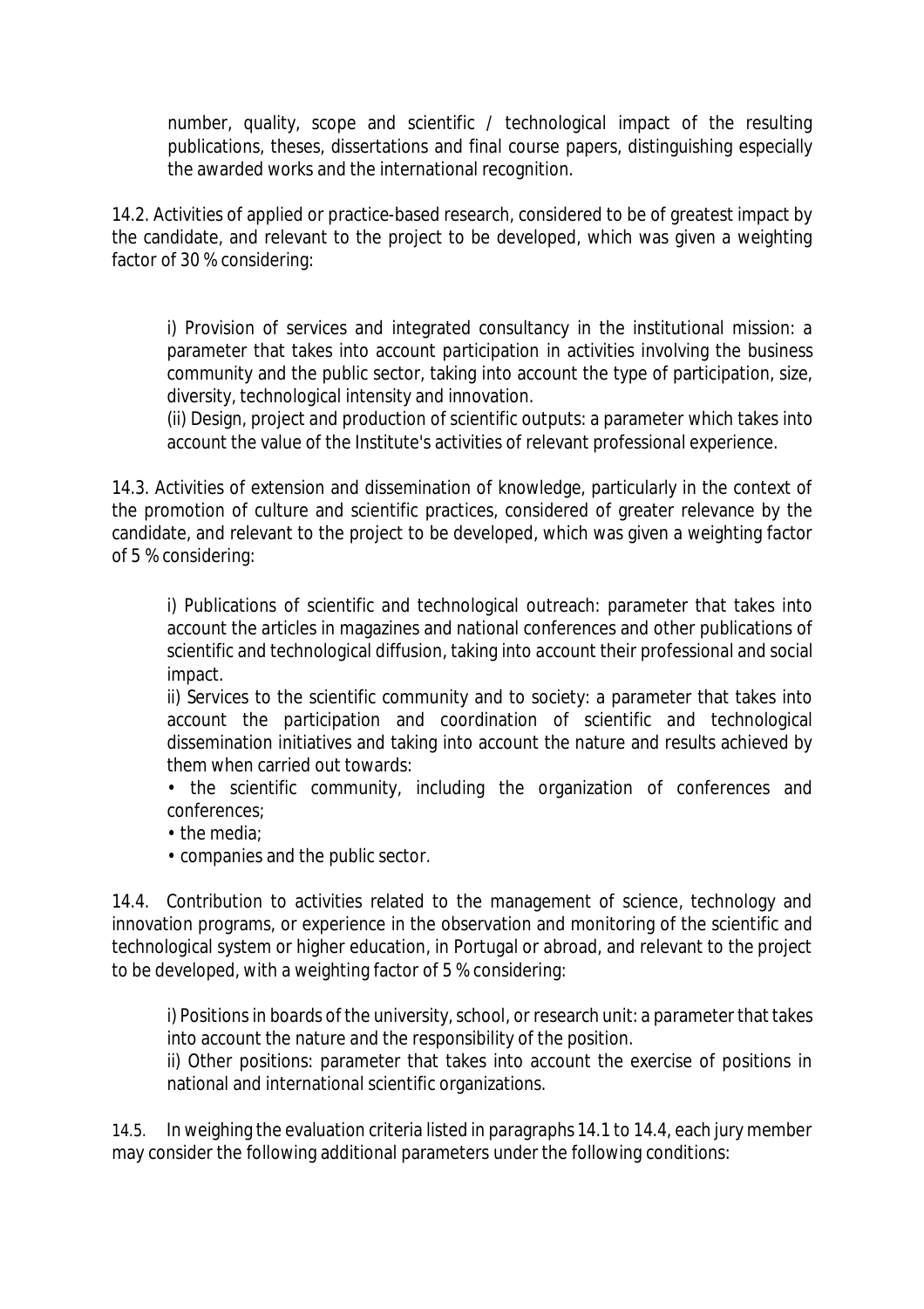number, quality, scope and scientific / technological impact of the resulting publications, theses, dissertations and final course papers, distinguishing especially the awarded works and the international recognition.

14.2. Activities of applied or practice-based research, considered to be of greatest impact by the candidate, and relevant to the project to be developed, which was given a weighting factor of 30 % considering:

i) Provision of services and integrated consultancy in the institutional mission: a parameter that takes into account participation in activities involving the business community and the public sector, taking into account the type of participation, size, diversity, technological intensity and innovation.

(ii) Design, project and production of scientific outputs: a parameter which takes into account the value of the Institute's activities of relevant professional experience.

14.3. Activities of extension and dissemination of knowledge, particularly in the context of the promotion of culture and scientific practices, considered of greater relevance by the candidate, and relevant to the project to be developed, which was given a weighting factor of 5 % considering:

i) Publications of scientific and technological outreach: parameter that takes into account the articles in magazines and national conferences and other publications of scientific and technological diffusion, taking into account their professional and social impact.

ii) Services to the scientific community and to society: a parameter that takes into account the participation and coordination of scientific and technological dissemination initiatives and taking into account the nature and results achieved by them when carried out towards:

- the scientific community, including the organization of conferences and conferences;
- the media;
- companies and the public sector.

14.4. Contribution to activities related to the management of science, technology and innovation programs, or experience in the observation and monitoring of the scientific and technological system or higher education, in Portugal or abroad, and relevant to the project to be developed, with a weighting factor of 5 % considering:

i) Positions in boards of the university, school, or research unit: a parameter that takes into account the nature and the responsibility of the position.

ii) Other positions: parameter that takes into account the exercise of positions in national and international scientific organizations.

14.5. In weighing the evaluation criteria listed in paragraphs 14.1 to 14.4, each jury member may consider the following additional parameters under the following conditions: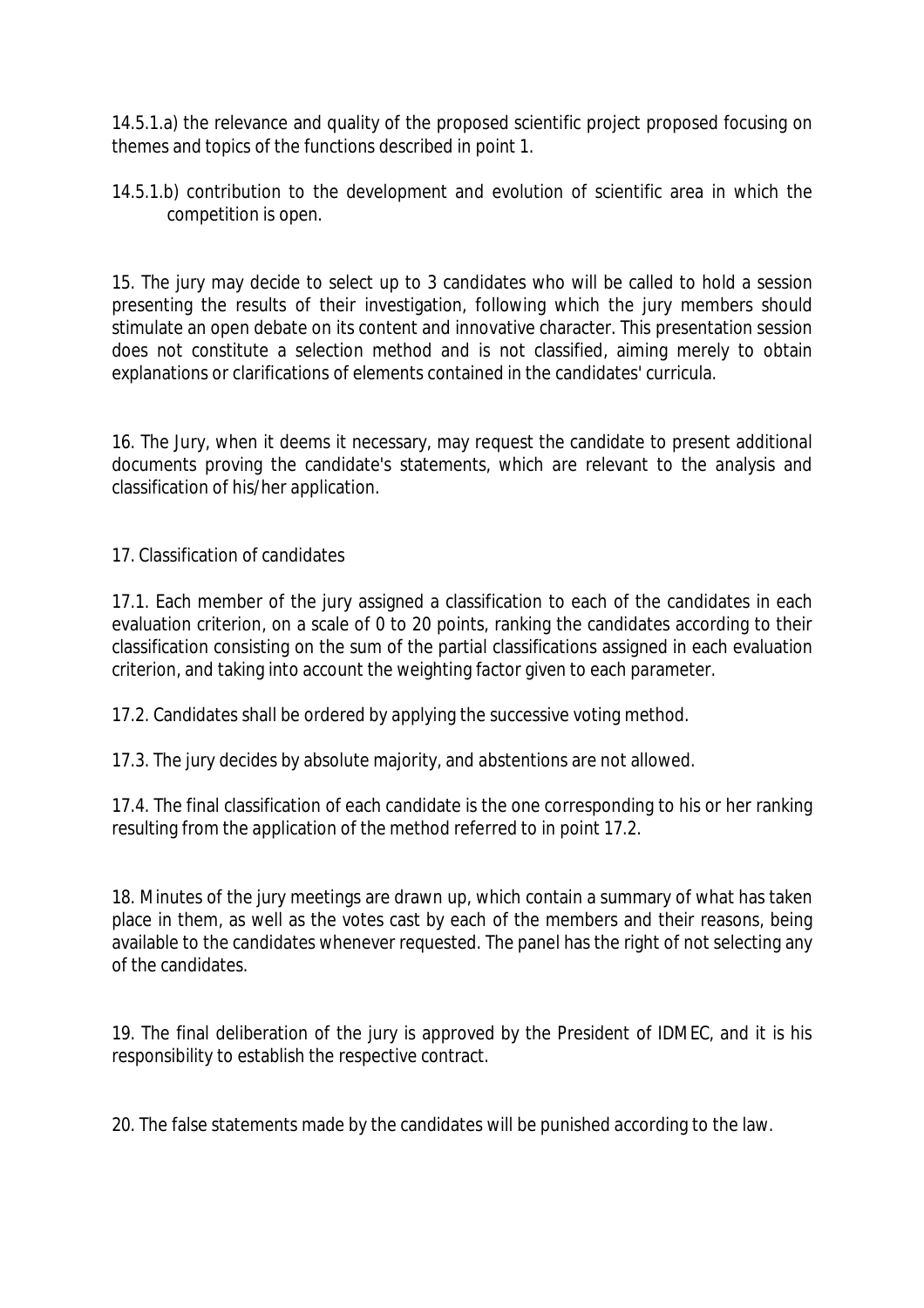14.5.1.a) the relevance and quality of the proposed scientific project proposed focusing on themes and topics of the functions described in point 1.

14.5.1.b) contribution to the development and evolution of scientific area in which the competition is open.

15. The jury may decide to select up to 3 candidates who will be called to hold a session presenting the results of their investigation, following which the jury members should stimulate an open debate on its content and innovative character. This presentation session does not constitute a selection method and is not classified, aiming merely to obtain explanations or clarifications of elements contained in the candidates' curricula.

16. The Jury, when it deems it necessary, may request the candidate to present additional documents proving the candidate's statements, which are relevant to the analysis and classification of his/her application.

17. Classification of candidates

17.1. Each member of the jury assigned a classification to each of the candidates in each evaluation criterion, on a scale of 0 to 20 points, ranking the candidates according to their classification consisting on the sum of the partial classifications assigned in each evaluation criterion, and taking into account the weighting factor given to each parameter.

17.2. Candidates shall be ordered by applying the successive voting method.

17.3. The jury decides by absolute majority, and abstentions are not allowed.

17.4. The final classification of each candidate is the one corresponding to his or her ranking resulting from the application of the method referred to in point 17.2.

18. Minutes of the jury meetings are drawn up, which contain a summary of what has taken place in them, as well as the votes cast by each of the members and their reasons, being available to the candidates whenever requested. The panel has the right of not selecting any of the candidates.

19. The final deliberation of the jury is approved by the President of IDMEC, and it is his responsibility to establish the respective contract.

20. The false statements made by the candidates will be punished according to the law.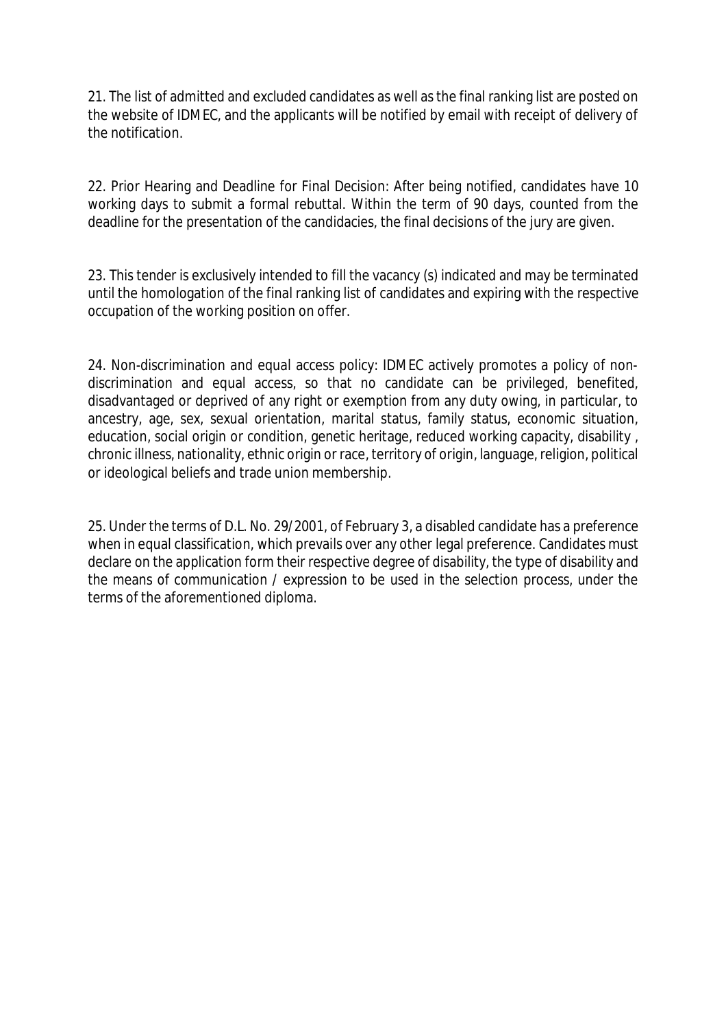21. The list of admitted and excluded candidates as well as the final ranking list are posted on the website of IDMEC, and the applicants will be notified by email with receipt of delivery of the notification.

22. Prior Hearing and Deadline for Final Decision: After being notified, candidates have 10 working days to submit a formal rebuttal. Within the term of 90 days, counted from the deadline for the presentation of the candidacies, the final decisions of the jury are given.

23. This tender is exclusively intended to fill the vacancy (s) indicated and may be terminated until the homologation of the final ranking list of candidates and expiring with the respective occupation of the working position on offer.

24. Non-discrimination and equal access policy: IDMEC actively promotes a policy of non-discrimination and equal access, so that no candidate can be privileged, benefited, disadvantaged or deprived of any right or exemption from any duty owing, in particular, to ancestry, age, sex, sexual orientation, marital status, family status, economic situation, education, social origin or condition, genetic heritage, reduced working capacity, disability , chronic illness, nationality, ethnic origin or race, territory of origin, language, religion, political or ideological beliefs and trade union membership.

25. Under the terms of D.L. No. 29/2001, of February 3, a disabled candidate has a preference when in equal classification, which prevails over any other legal preference. Candidates must declare on the application form their respective degree of disability, the type of disability and the means of communication / expression to be used in the selection process, under the terms of the aforementioned diploma.